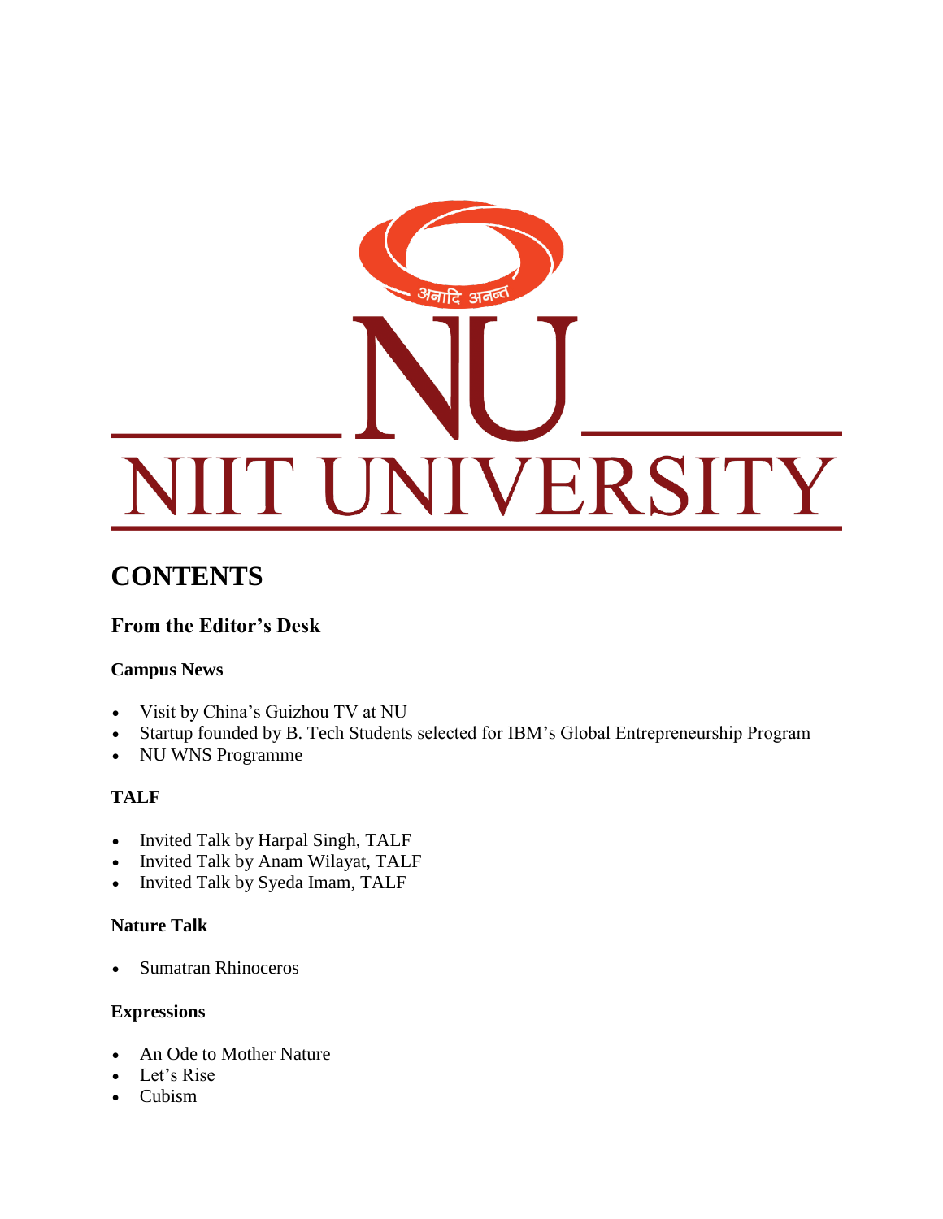# NIIT UNIVERSITY

# CONTENTS

## From the Editor's Desk

### Campus News

- Visit by China's Guizhou TV at NU
- Startup founded by B. Tech Students selected for IBM's Global Entrepreneurship Program
- NU WNS Programme

### TALF

- Invited Talk by Harpal Singh, TALF
- Invited Talk by Anam Wilayat, TALF
- Invited Talk by Syeda Imam, TALF

### Nature Talk

- Sumatran Rhinoceros

### Expressions

- An Ode to Mother Nature
- Let's Rise
- Cubism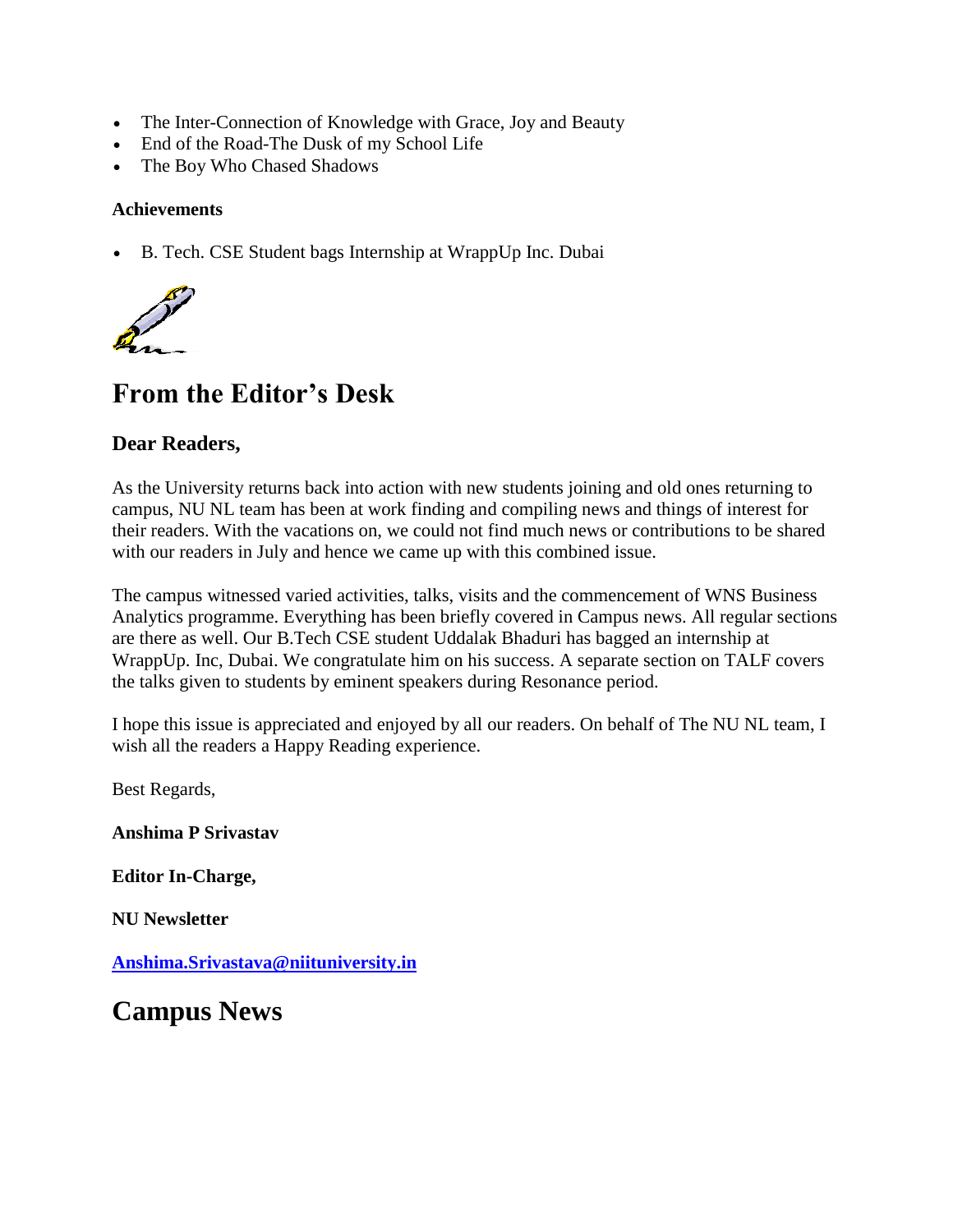- The Inter-Connection of Knowledge with Grace, Joy and Beauty
- End of the Road-The Dusk of my School Life
- The Boy Who Chased Shadows

**Achievements**

- B. Tech. CSE Student bags Internship at WrappUp Inc. Dubai

# From the Editor's Desk

### Dear Readers,

As the University returns back into action with new students joining and old ones returning to campus, NU NL team has been at work finding and compiling news and things of interest for their readers. With the vacations on, we could not find much news or contributions to be shared with our readers in July and hence we came up with this combined issue.

The campus witnessed varied activities, talks, visits and the commencement of WNS Business Analytics programme. Everything has been briefly covered in Campus news. All regular sections are there as well. Our B.Tech CSE student Uddalak Bhaduri has bagged an internship at WrappUp. Inc, Dubai. We congratulate him on his success. A separate section on TALF covers the talks given to students by eminent speakers during Resonance period.

I hope this issue is appreciated and enjoyed by all our readers. On behalf of The NU NL team, I wish all the readers a Happy Reading experience.

Best Regards,

**Anshima P Srivastav**

**Editor In-Charge,**

**NU Newsletter**

**Anshima.Srivastava@niituniversity.in**

# Campus News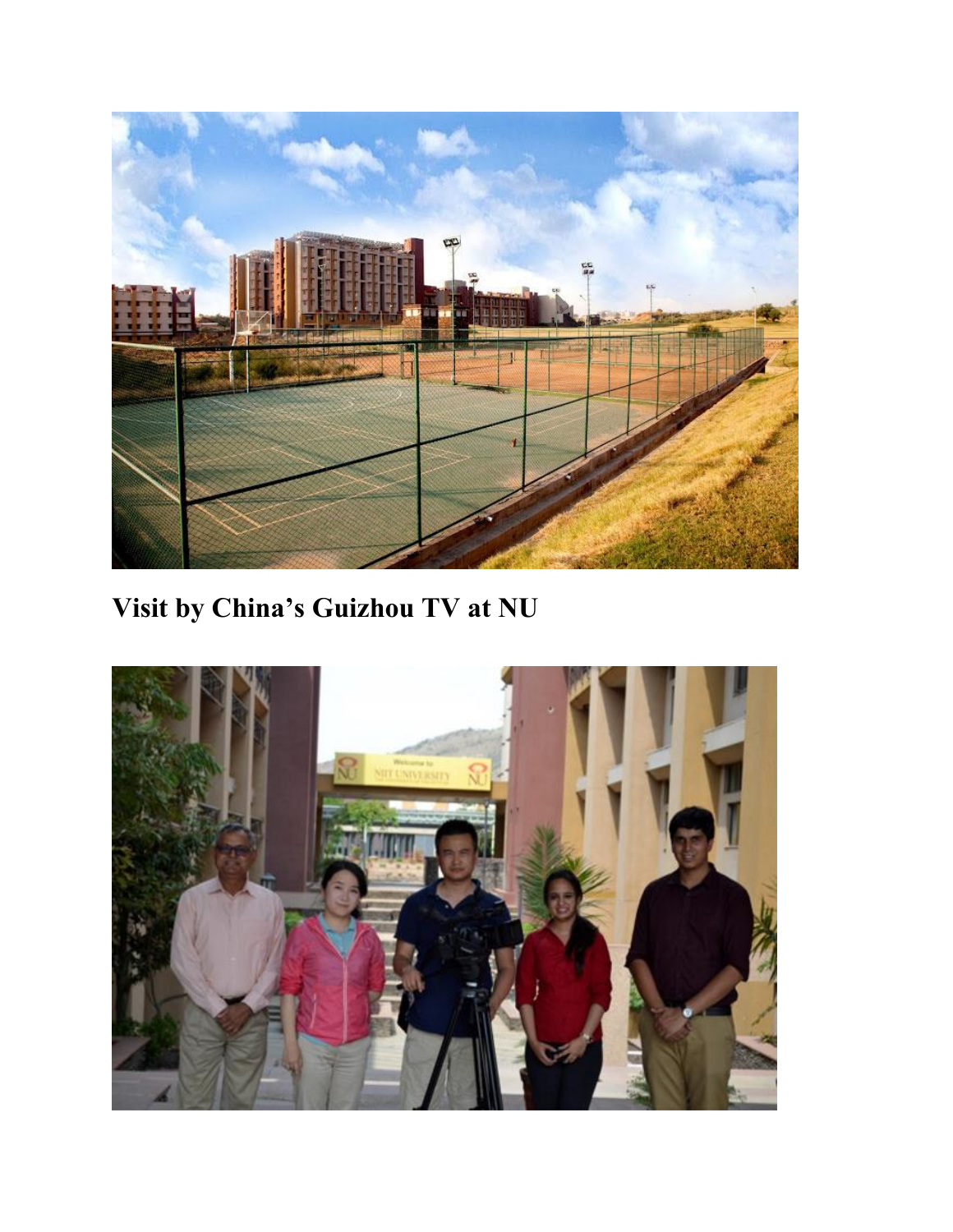## Visit by China's Guizhou TV at NU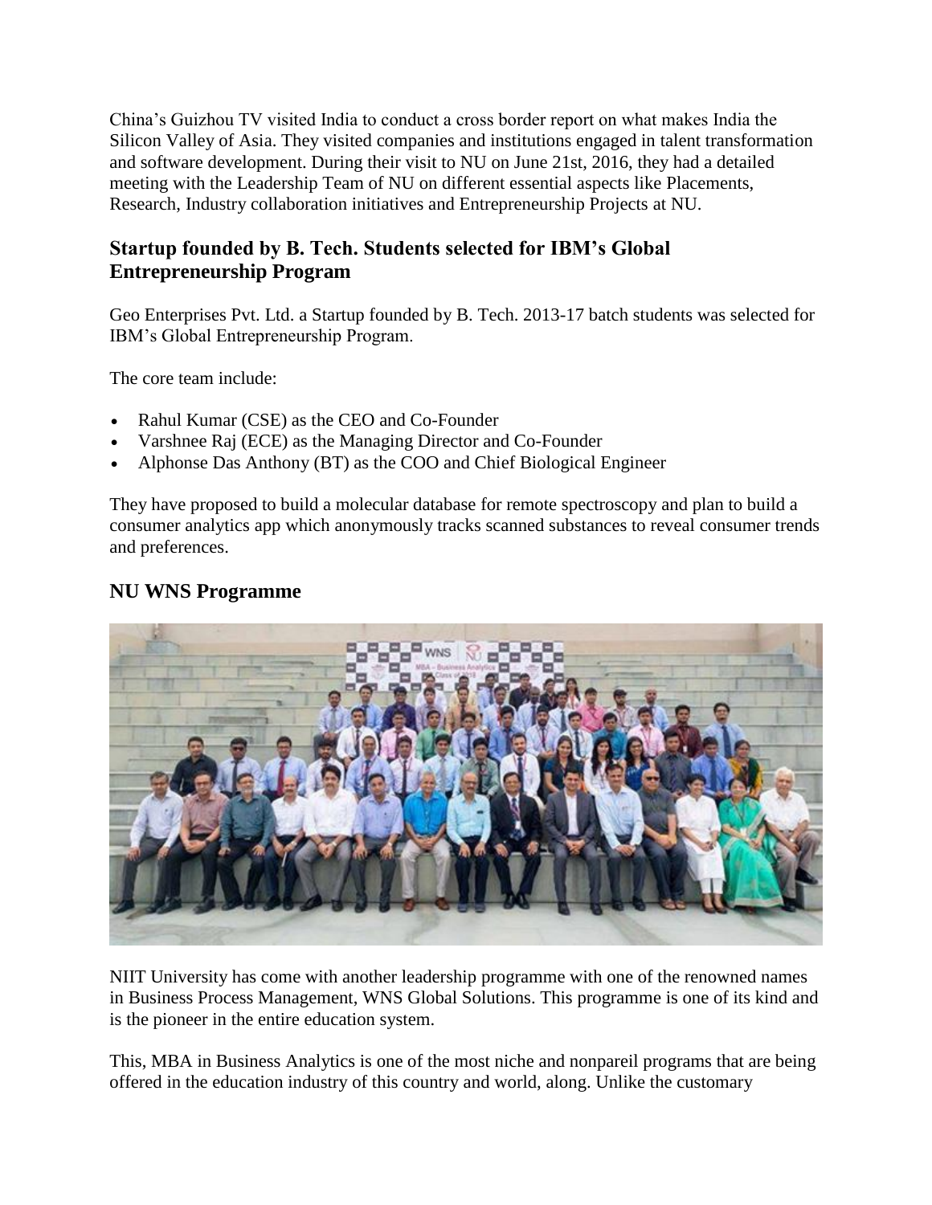China's Guizhou TV visited India to conduct a cross border report on what makes India the Silicon Valley of Asia. They visited companies and institutions engaged in talent transformation and software development. During their visit to NU on June 21st, 2016, they had a detailed meeting with the Leadership Team of NU on different essential aspects like Placements, Research, Industry collaboration initiatives and Entrepreneurship Projects at NU.

## Startup founded by B. Tech. Students selected for IBM's Global Entrepreneurship Program

Geo Enterprises Pvt. Ltd. a Startup founded by B. Tech. 2013-17 batch students was selected for IBM's Global Entrepreneurship Program.

The core team include:

- Rahul Kumar (CSE) as the CEO and Co-Founder
- Varshnee Raj (ECE) as the Managing Director and Co-Founder
- Alphonse Das Anthony (BT) as the COO and Chief Biological Engineer

They have proposed to build a molecular database for remote spectroscopy and plan to build a consumer analytics app which anonymously tracks scanned substances to reveal consumer trends and preferences.

## NU WNS Programme

NIIT University has come with another leadership programme with one of the renowned names in Business Process Management, WNS Global Solutions. This programme is one of its kind and is the pioneer in the entire education system.

This, MBA in Business Analytics is one of the most niche and nonpareil programs that are being offered in the education industry of this country and world, along. Unlike the customary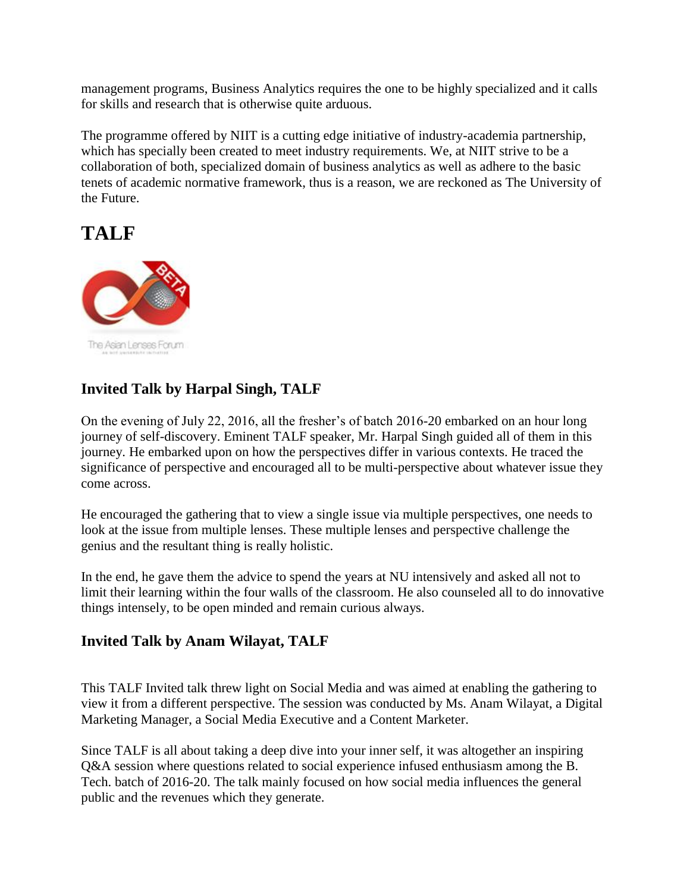management programs, Business Analytics requires the one to be highly specialized and it calls for skills and research that is otherwise quite arduous.

The programme offered by NIIT is a cutting edge initiative of industry-academia partnership, which has specially been created to meet industry requirements. We, at NIIT strive to be a collaboration of both, specialized domain of business analytics as well as adhere to the basic tenets of academic normative framework, thus is a reason, we are reckoned as The University of the Future.

# TALF

### Invited Talk by Harpal Singh, TALF

On the evening of July 22, 2016, all the fresher's of batch 2016-20 embarked on an hour long journey of self-discovery. Eminent TALF speaker, Mr. Harpal Singh guided all of them in this journey. He embarked upon on how the perspectives differ in various contexts. He traced the significance of perspective and encouraged all to be multi-perspective about whatever issue they come across.

He encouraged the gathering that to view a single issue via multiple perspectives, one needs to look at the issue from multiple lenses. These multiple lenses and perspective challenge the genius and the resultant thing is really holistic.

In the end, he gave them the advice to spend the years at NU intensively and asked all not to limit their learning within the four walls of the classroom. He also counseled all to do innovative things intensely, to be open minded and remain curious always.

### Invited Talk by Anam Wilayat, TALF

This TALF Invited talk threw light on Social Media and was aimed at enabling the gathering to view it from a different perspective. The session was conducted by Ms. Anam Wilayat, a Digital Marketing Manager, a Social Media Executive and a Content Marketer.

Since TALF is all about taking a deep dive into your inner self, it was altogether an inspiring Q&A session where questions related to social experience infused enthusiasm among the B. Tech. batch of 2016-20. The talk mainly focused on how social media influences the general public and the revenues which they generate.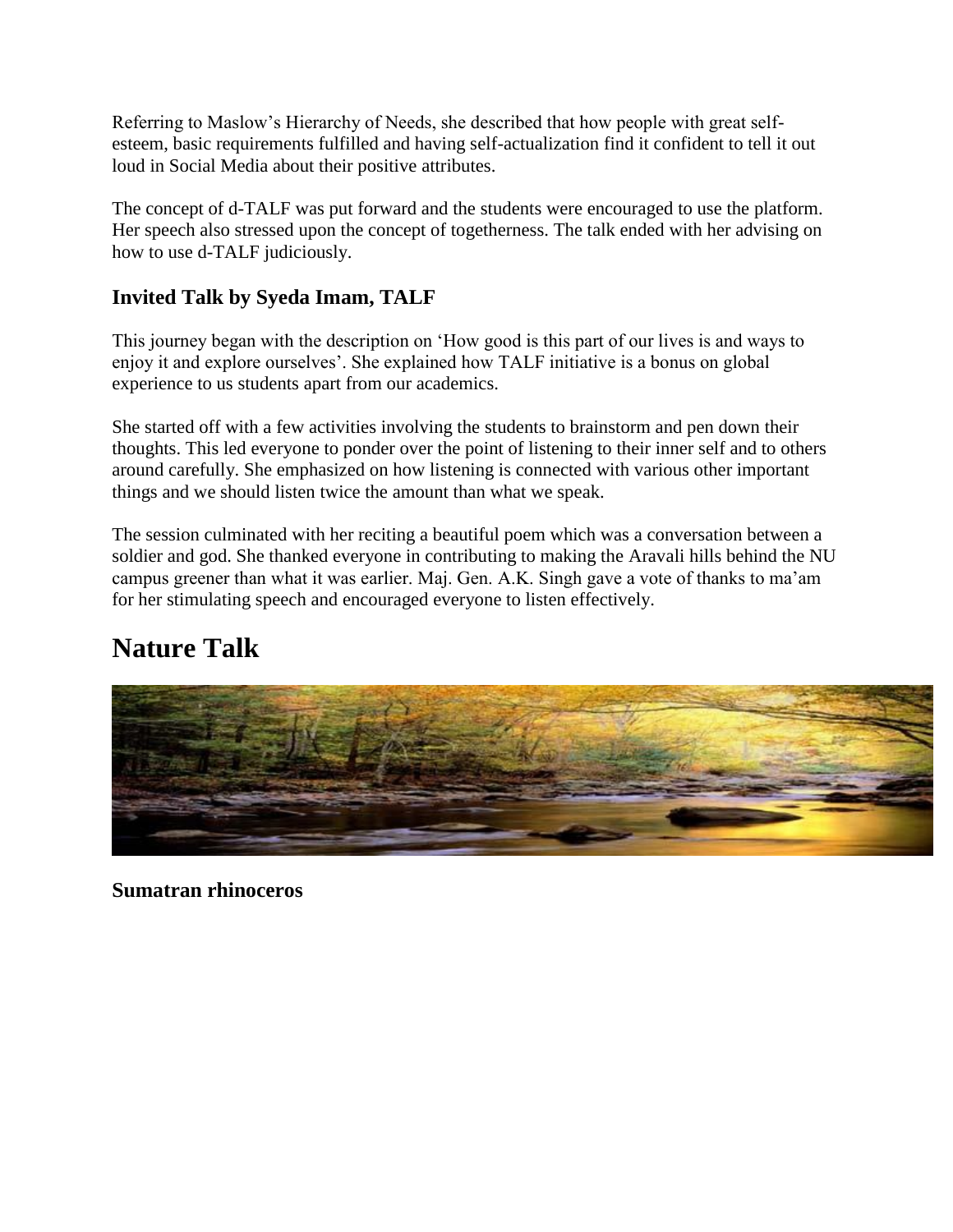Referring to Maslow's Hierarchy of Needs, she described that how people with great self-esteem, basic requirements fulfilled and having self-actualization find it confident to tell it out loud in Social Media about their positive attributes.

The concept of d-TALF was put forward and the students were encouraged to use the platform. Her speech also stressed upon the concept of togetherness. The talk ended with her advising on how to use d-TALF judiciously.

### Invited Talk by Syeda Imam, TALF

This journey began with the description on 'How good is this part of our lives is and ways to enjoy it and explore ourselves'. She explained how TALF initiative is a bonus on global experience to us students apart from our academics.

She started off with a few activities involving the students to brainstorm and pen down their thoughts. This led everyone to ponder over the point of listening to their inner self and to others around carefully. She emphasized on how listening is connected with various other important things and we should listen twice the amount than what we speak.

The session culminated with her reciting a beautiful poem which was a conversation between a soldier and god. She thanked everyone in contributing to making the Aravali hills behind the NU campus greener than what it was earlier. Maj. Gen. A.K. Singh gave a vote of thanks to ma'am for her stimulating speech and encouraged everyone to listen effectively.

## Nature Talk

### Sumatran rhinoceros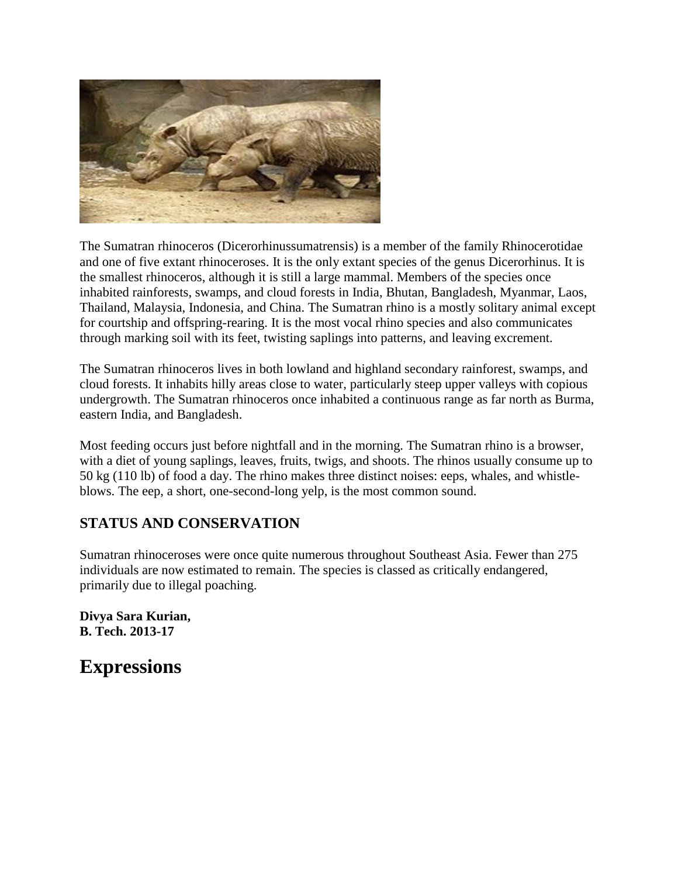The Sumatran rhinoceros (Dicerorhinussumatrensis) is a member of the family Rhinocerotidae and one of five extant rhinoceroses. It is the only extant species of the genus Dicerorhinus. It is the smallest rhinoceros, although it is still a large mammal. Members of the species once inhabited rainforests, swamps, and cloud forests in India, Bhutan, Bangladesh, Myanmar, Laos, Thailand, Malaysia, Indonesia, and China. The Sumatran rhino is a mostly solitary animal except for courtship and offspring-rearing. It is the most vocal rhino species and also communicates through marking soil with its feet, twisting saplings into patterns, and leaving excrement.

The Sumatran rhinoceros lives in both lowland and highland secondary rainforest, swamps, and cloud forests. It inhabits hilly areas close to water, particularly steep upper valleys with copious undergrowth. The Sumatran rhinoceros once inhabited a continuous range as far north as Burma, eastern India, and Bangladesh.

Most feeding occurs just before nightfall and in the morning. The Sumatran rhino is a browser, with a diet of young saplings, leaves, fruits, twigs, and shoots. The rhinos usually consume up to 50 kg (110 lb) of food a day. The rhino makes three distinct noises: eeps, whales, and whistle-blows. The eep, a short, one-second-long yelp, is the most common sound.

### STATUS AND CONSERVATION

Sumatran rhinoceroses were once quite numerous throughout Southeast Asia. Fewer than 275 individuals are now estimated to remain. The species is classed as critically endangered, primarily due to illegal poaching.

**Divya Sara Kurian,**
**B. Tech. 2013-17**

# Expressions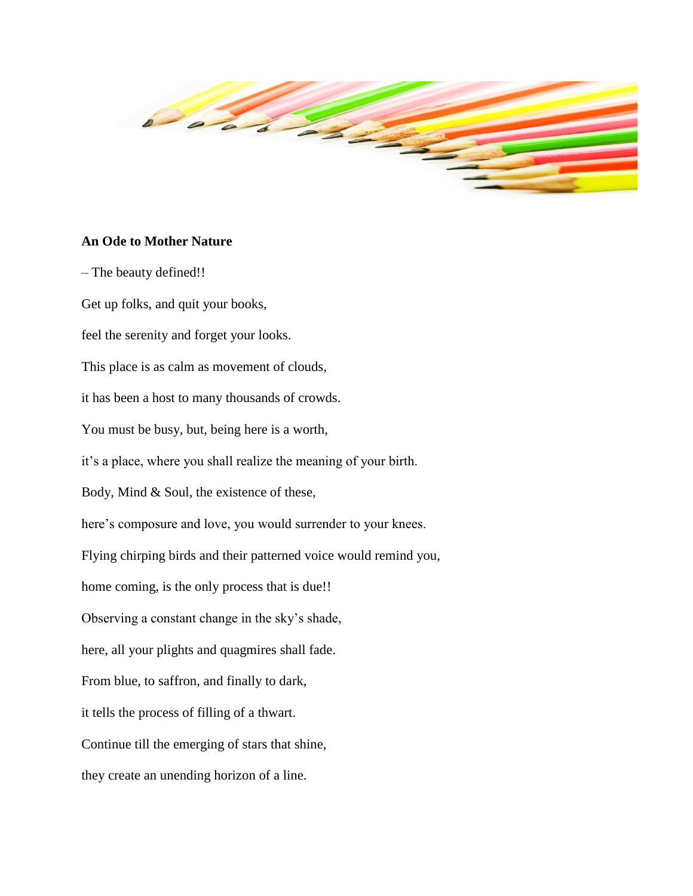**An Ode to Mother Nature**

– The beauty defined!!

Get up folks, and quit your books,

feel the serenity and forget your looks.

This place is as calm as movement of clouds,

it has been a host to many thousands of crowds.

You must be busy, but, being here is a worth,

it's a place, where you shall realize the meaning of your birth.

Body, Mind & Soul, the existence of these,

here's composure and love, you would surrender to your knees.

Flying chirping birds and their patterned voice would remind you,

home coming, is the only process that is due!!

Observing a constant change in the sky's shade,

here, all your plights and quagmires shall fade.

From blue, to saffron, and finally to dark,

it tells the process of filling of a thwart.

Continue till the emerging of stars that shine,

they create an unending horizon of a line.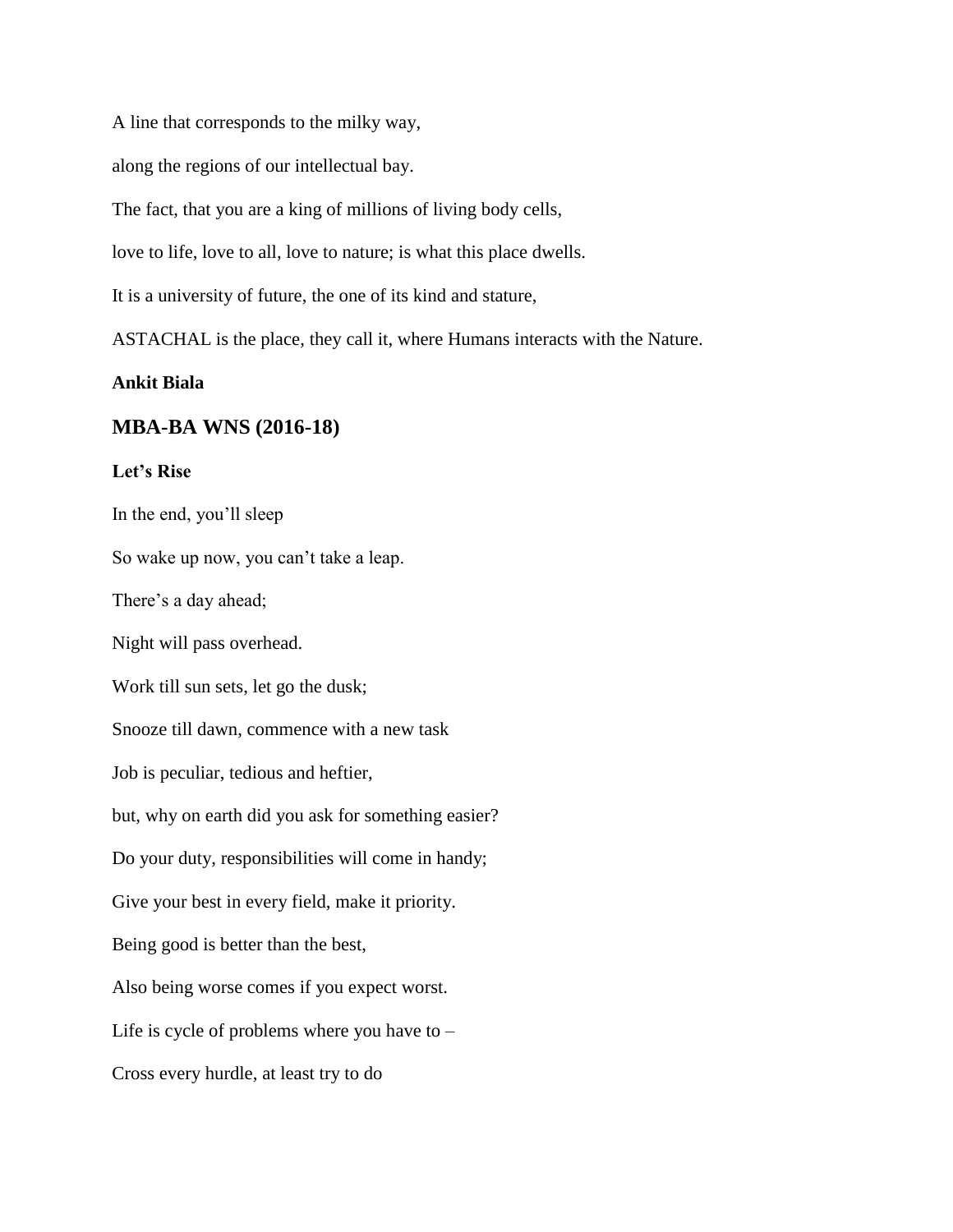A line that corresponds to the milky way,

along the regions of our intellectual bay.

The fact, that you are a king of millions of living body cells,

love to life, love to all, love to nature; is what this place dwells.

It is a university of future, the one of its kind and stature,

ASTACHAL is the place, they call it, where Humans interacts with the Nature.

**Ankit Biala**

## MBA-BA WNS (2016-18)

**Let's Rise**

In the end, you'll sleep

So wake up now, you can't take a leap.

There's a day ahead;

Night will pass overhead.

Work till sun sets, let go the dusk;

Snooze till dawn, commence with a new task

Job is peculiar, tedious and heftier,

but, why on earth did you ask for something easier?

Do your duty, responsibilities will come in handy;

Give your best in every field, make it priority.

Being good is better than the best,

Also being worse comes if you expect worst.

Life is cycle of problems where you have to –

Cross every hurdle, at least try to do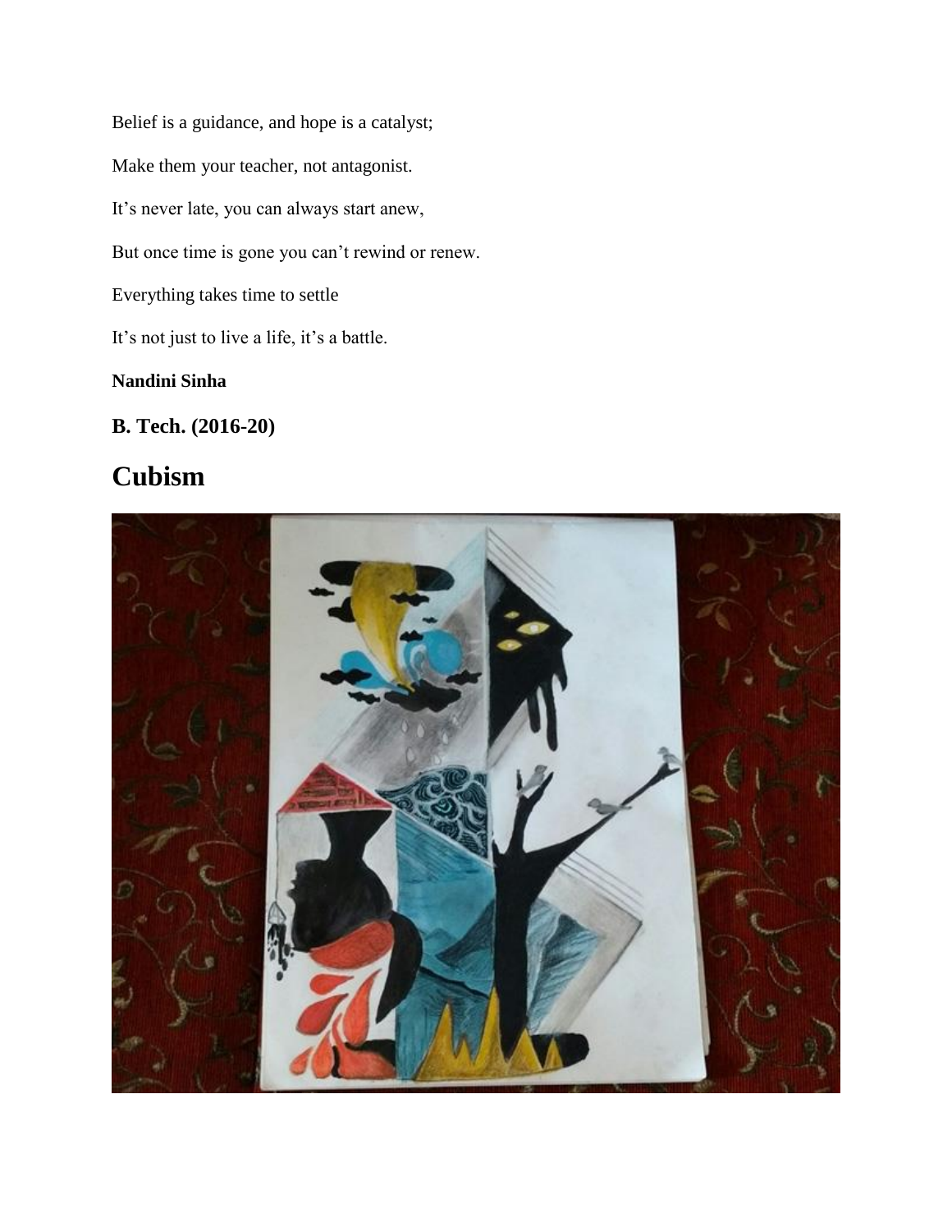Belief is a guidance, and hope is a catalyst;

Make them your teacher, not antagonist.

It's never late, you can always start anew,

But once time is gone you can't rewind or renew.

Everything takes time to settle

It's not just to live a life, it's a battle.

**Nandini Sinha**

## B. Tech. (2016-20)

# Cubism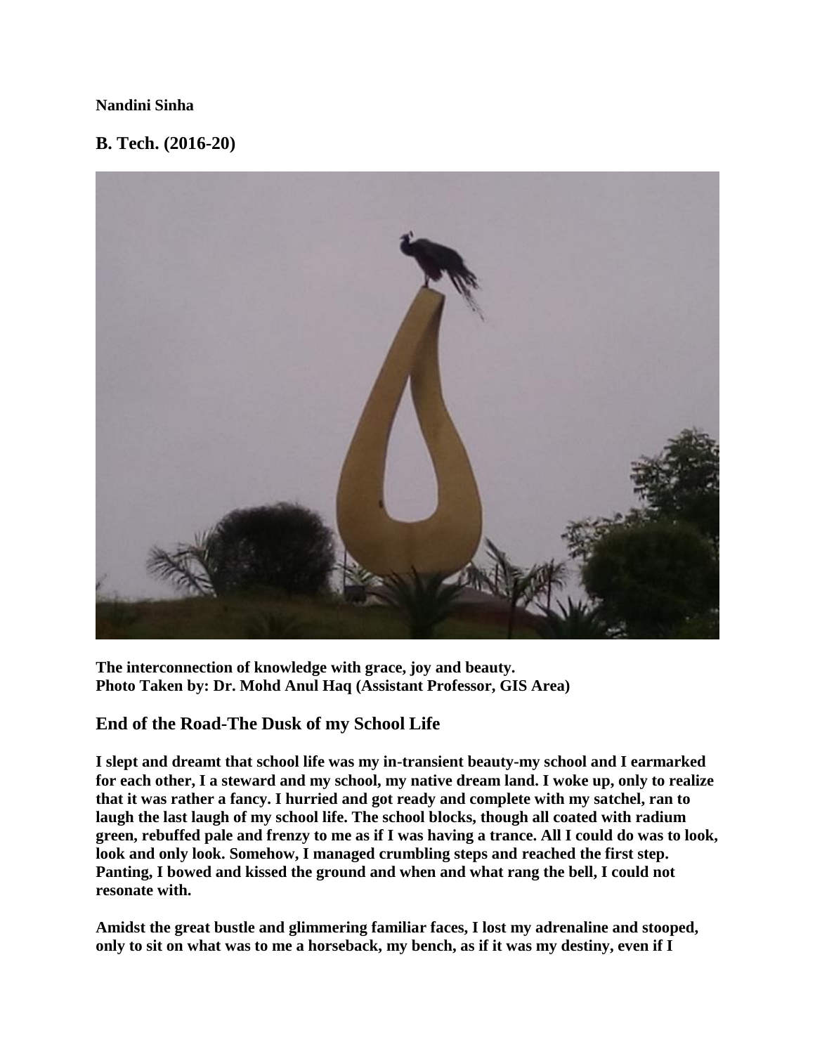**Nandini Sinha**

## B. Tech. (2016-20)

**The interconnection of knowledge with grace, joy and beauty.**
**Photo Taken by: Dr. Mohd Anul Haq (Assistant Professor, GIS Area)**

## End of the Road-The Dusk of my School Life

**I slept and dreamt that school life was my in-transient beauty-my school and I earmarked for each other, I a steward and my school, my native dream land. I woke up, only to realize that it was rather a fancy. I hurried and got ready and complete with my satchel, ran to laugh the last laugh of my school life. The school blocks, though all coated with radium green, rebuffed pale and frenzy to me as if I was having a trance. All I could do was to look, look and only look. Somehow, I managed crumbling steps and reached the first step. Panting, I bowed and kissed the ground and when and what rang the bell, I could not resonate with.**

**Amidst the great bustle and glimmering familiar faces, I lost my adrenaline and stooped, only to sit on what was to me a horseback, my bench, as if it was my destiny, even if I**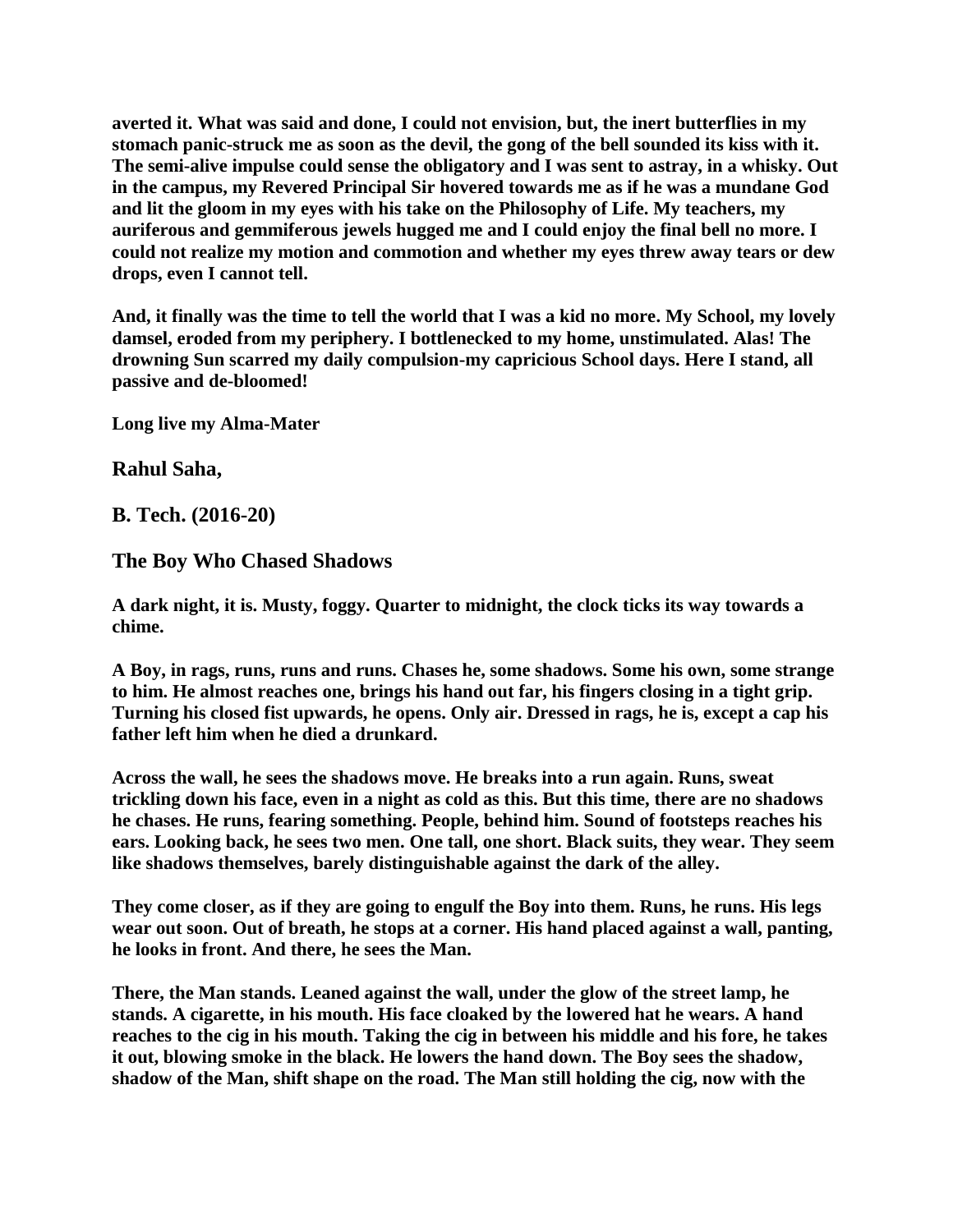**averted it. What was said and done, I could not envision, but, the inert butterflies in my stomach panic-struck me as soon as the devil, the gong of the bell sounded its kiss with it. The semi-alive impulse could sense the obligatory and I was sent to astray, in a whisky. Out in the campus, my Revered Principal Sir hovered towards me as if he was a mundane God and lit the gloom in my eyes with his take on the Philosophy of Life. My teachers, my auriferous and gemmiferous jewels hugged me and I could enjoy the final bell no more. I could not realize my motion and commotion and whether my eyes threw away tears or dew drops, even I cannot tell.**

**And, it finally was the time to tell the world that I was a kid no more. My School, my lovely damsel, eroded from my periphery. I bottlenecked to my home, unstimulated. Alas! The drowning Sun scarred my daily compulsion-my capricious School days. Here I stand, all passive and de-bloomed!**

**Long live my Alma-Mater**

**Rahul Saha,**

**B. Tech. (2016-20)**

## The Boy Who Chased Shadows

**A dark night, it is. Musty, foggy. Quarter to midnight, the clock ticks its way towards a chime.**

**A Boy, in rags, runs, runs and runs. Chases he, some shadows. Some his own, some strange to him. He almost reaches one, brings his hand out far, his fingers closing in a tight grip. Turning his closed fist upwards, he opens. Only air. Dressed in rags, he is, except a cap his father left him when he died a drunkard.**

**Across the wall, he sees the shadows move. He breaks into a run again. Runs, sweat trickling down his face, even in a night as cold as this. But this time, there are no shadows he chases. He runs, fearing something. People, behind him. Sound of footsteps reaches his ears. Looking back, he sees two men. One tall, one short. Black suits, they wear. They seem like shadows themselves, barely distinguishable against the dark of the alley.**

**They come closer, as if they are going to engulf the Boy into them. Runs, he runs. His legs wear out soon. Out of breath, he stops at a corner. His hand placed against a wall, panting, he looks in front. And there, he sees the Man.**

**There, the Man stands. Leaned against the wall, under the glow of the street lamp, he stands. A cigarette, in his mouth. His face cloaked by the lowered hat he wears. A hand reaches to the cig in his mouth. Taking the cig in between his middle and his fore, he takes it out, blowing smoke in the black. He lowers the hand down. The Boy sees the shadow, shadow of the Man, shift shape on the road. The Man still holding the cig, now with the**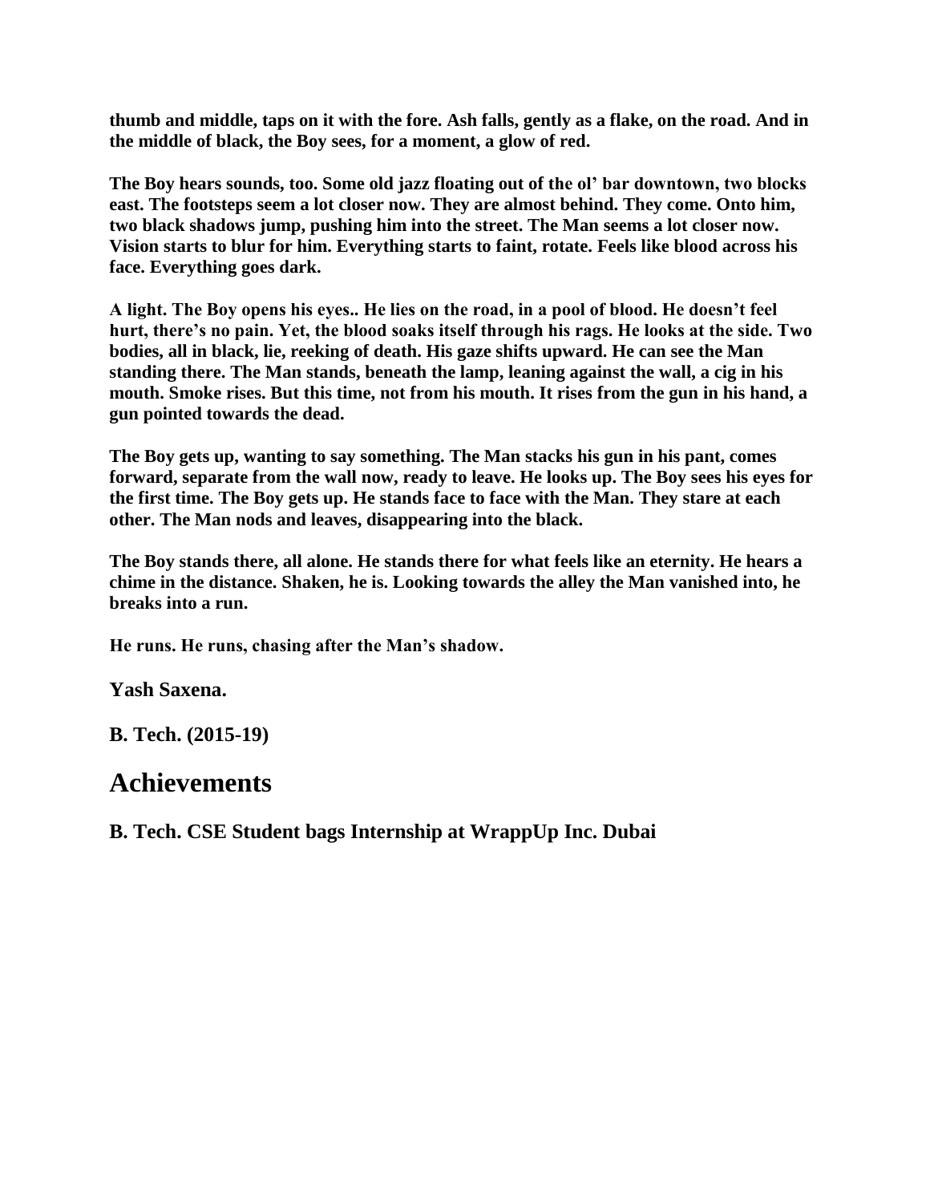**thumb and middle, taps on it with the fore. Ash falls, gently as a flake, on the road. And in the middle of black, the Boy sees, for a moment, a glow of red.**

**The Boy hears sounds, too. Some old jazz floating out of the ol' bar downtown, two blocks east. The footsteps seem a lot closer now. They are almost behind. They come. Onto him, two black shadows jump, pushing him into the street. The Man seems a lot closer now. Vision starts to blur for him. Everything starts to faint, rotate. Feels like blood across his face. Everything goes dark.**

**A light. The Boy opens his eyes.. He lies on the road, in a pool of blood. He doesn't feel hurt, there's no pain. Yet, the blood soaks itself through his rags. He looks at the side. Two bodies, all in black, lie, reeking of death. His gaze shifts upward. He can see the Man standing there. The Man stands, beneath the lamp, leaning against the wall, a cig in his mouth. Smoke rises. But this time, not from his mouth. It rises from the gun in his hand, a gun pointed towards the dead.**

**The Boy gets up, wanting to say something. The Man stacks his gun in his pant, comes forward, separate from the wall now, ready to leave. He looks up. The Boy sees his eyes for the first time. The Boy gets up. He stands face to face with the Man. They stare at each other. The Man nods and leaves, disappearing into the black.**

**The Boy stands there, all alone. He stands there for what feels like an eternity. He hears a chime in the distance. Shaken, he is. Looking towards the alley the Man vanished into, he breaks into a run.**

**He runs. He runs, chasing after the Man's shadow.**

**Yash Saxena.**

**B. Tech. (2015-19)**

# Achievements

**B. Tech. CSE Student bags Internship at WrappUp Inc. Dubai**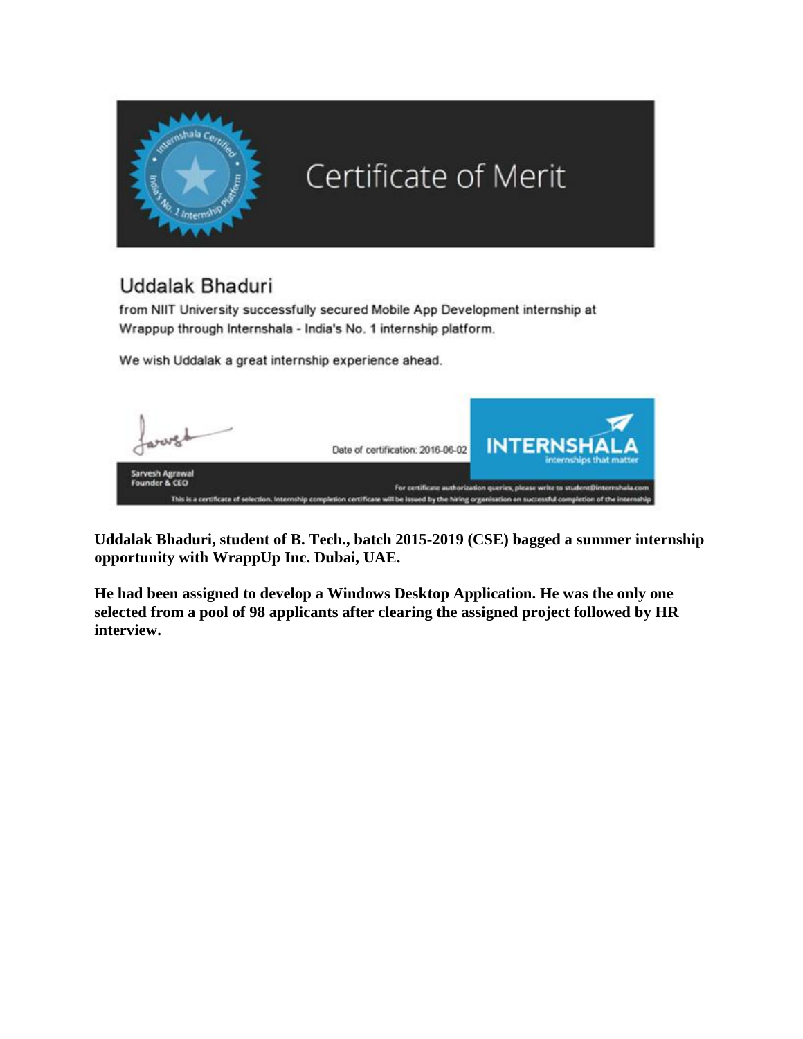Certificate of Merit

Uddalak Bhaduri

from NIIT University successfully secured Mobile App Development internship at Wrappup through Internshala - India's No. 1 internship platform.

We wish Uddalak a great internship experience ahead.

Sarvesh Agrawal
Founder & CEO

Date of certification: 2016-06-02

INTERNSHALA
internships that matter

For certificate authorization queries, please write to student@internshala.com

This is a certificate of selection. Internship completion certificate will be issued by the hiring organisation on successful completion of the internship

**Uddalak Bhaduri, student of B. Tech., batch 2015-2019 (CSE) bagged a summer internship opportunity with WrappUp Inc. Dubai, UAE.**

**He had been assigned to develop a Windows Desktop Application. He was the only one selected from a pool of 98 applicants after clearing the assigned project followed by HR interview.**